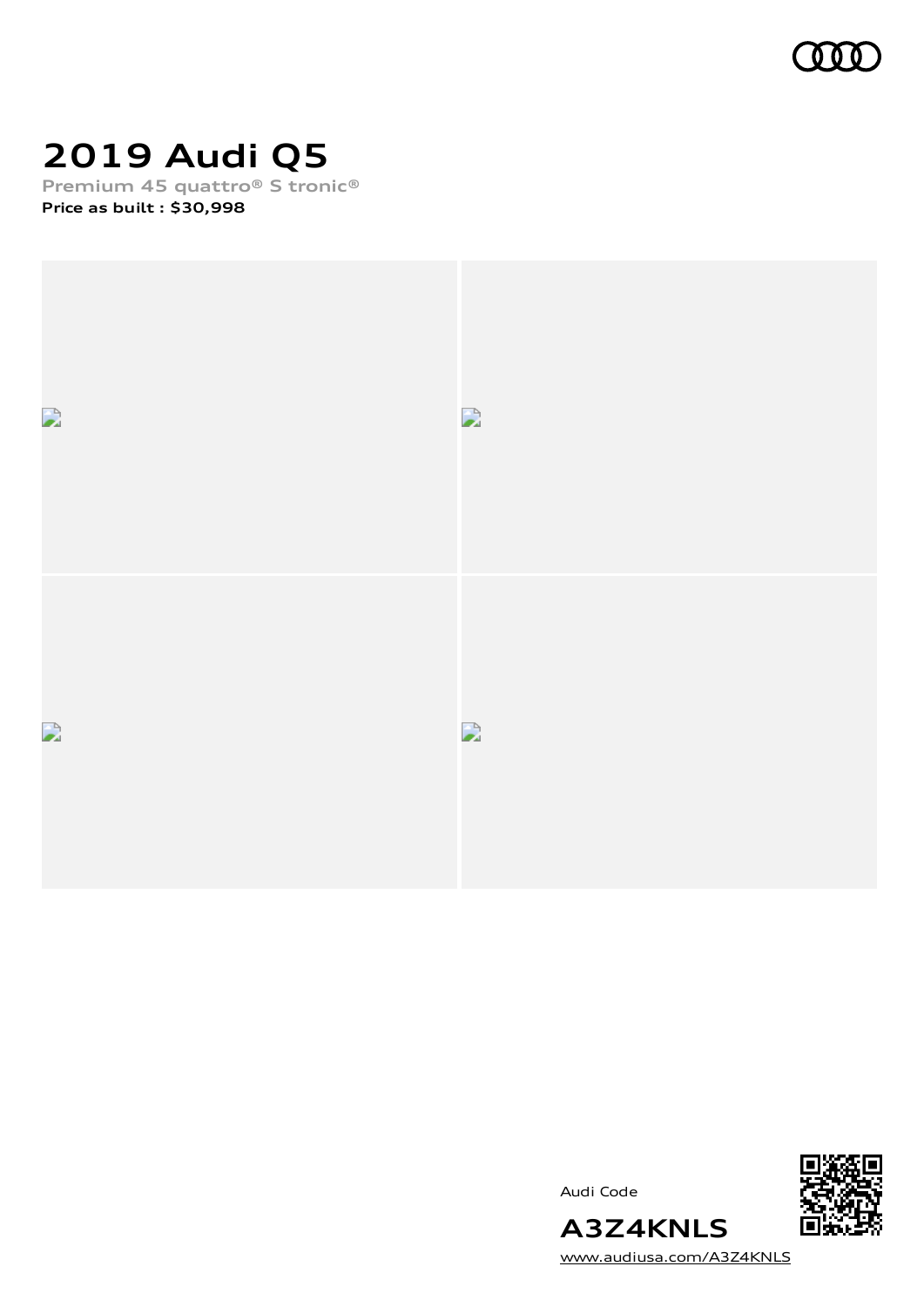# 2019 Audi Q5

**Premium 45 quattro® S tronic®**

**Price as built : $30,998**

Audi Code

**A3Z4KNLS**

www.audiusa.com/A3Z4KNLS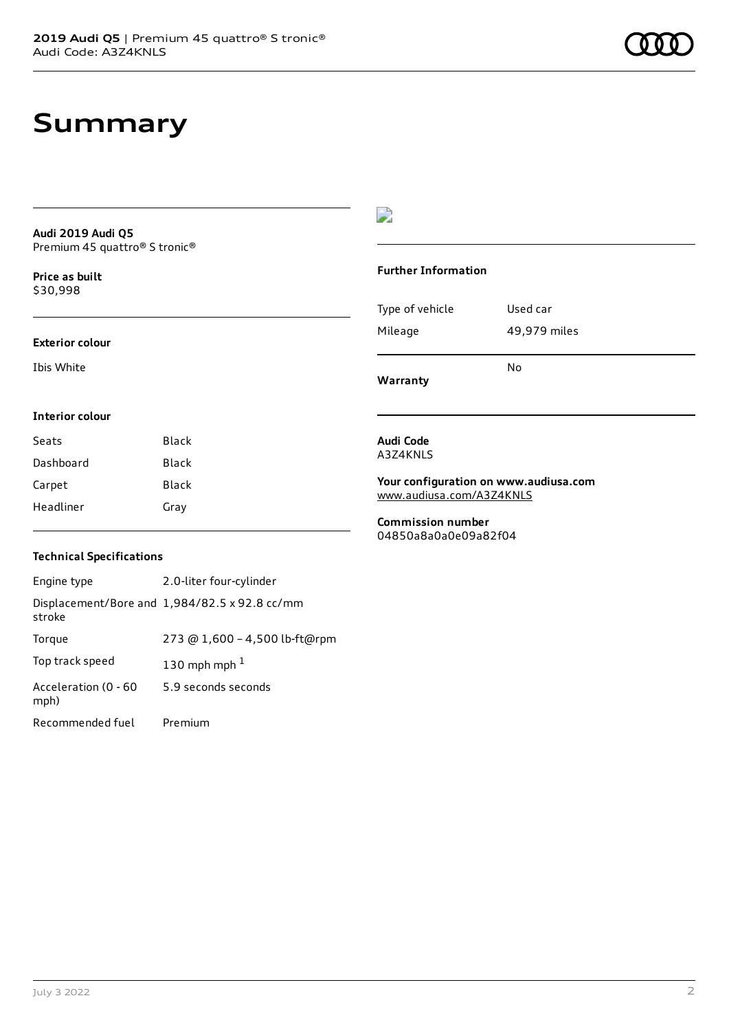# Summary

**Audi 2019 Audi Q5**
Premium 45 quattro® S tronic®

**Price as built**
$30,998

### Exterior colour

Ibis White

### Interior colour

| Seats | Black |
| --- | --- |
| Dashboard | Black |
| Carpet | Black |
| Headliner | Gray |

### Technical Specifications

| Engine type | 2.0-liter four-cylinder |
| --- | --- |
| Displacement/Bore and stroke | 1,984/82.5 x 92.8 cc/mm |
| Torque | 273 @ 1,600 – 4,500 lb-ft@rpm |
| Top track speed | 130 mph mph [1] |
| Acceleration (0 - 60 mph) | 5.9 seconds seconds |
| Recommended fuel | Premium |

### Further Information

| Type of vehicle | Used car |
| --- | --- |
| Mileage | 49,979 miles |
| **Warranty** | No |

**Audi Code**
A3Z4KNLS

**Your configuration on www.audiusa.com**
www.audiusa.com/A3Z4KNLS

**Commission number**
04850a8a0a0e09a82f04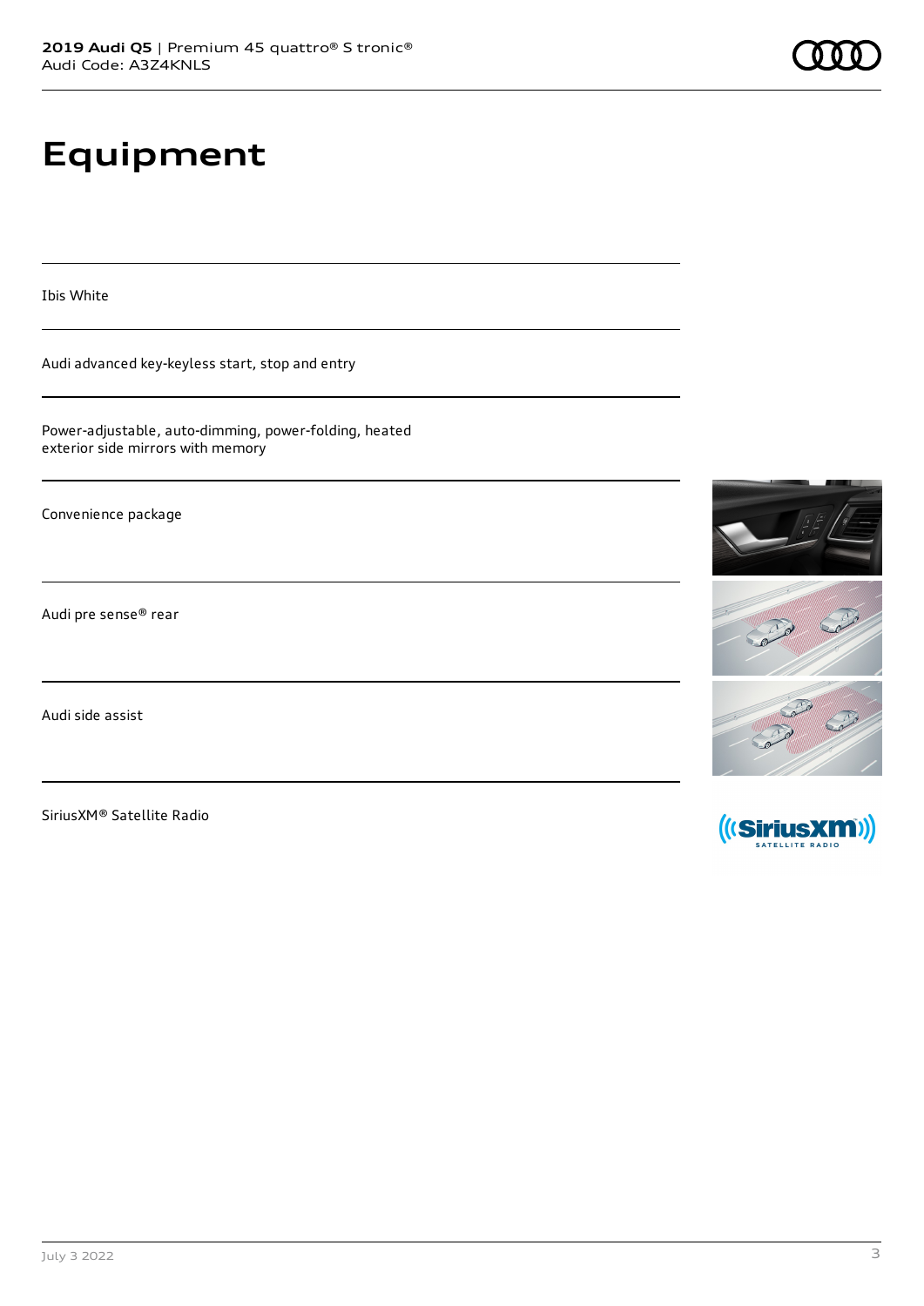# Equipment

Ibis White

Audi advanced key-keyless start, stop and entry

Power-adjustable, auto-dimming, power-folding, heated exterior side mirrors with memory

Convenience package

Audi pre sense® rear

Audi side assist

SiriusXM® Satellite Radio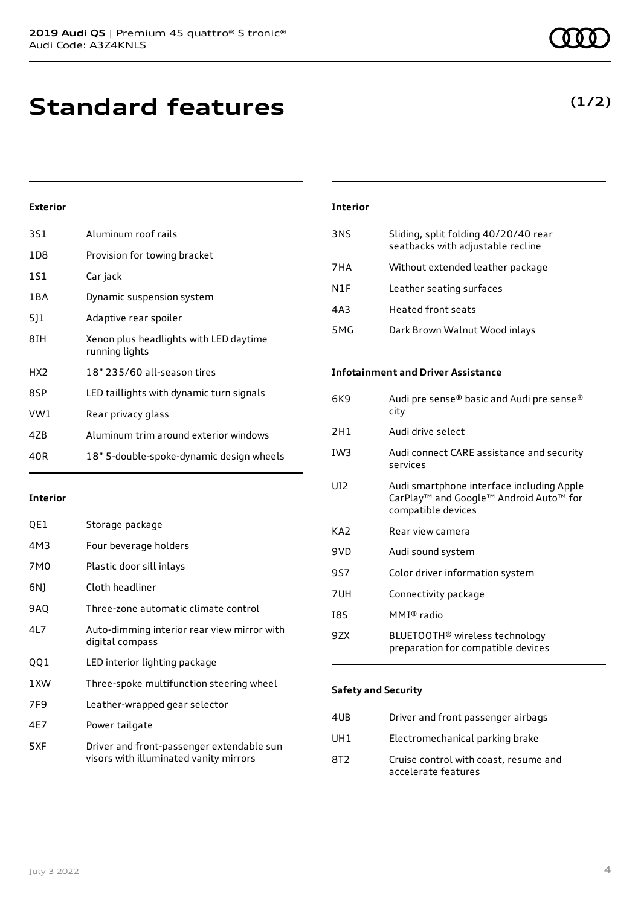**2019 Audi Q5** | Premium 45 quattro® S tronic®
Audi Code: A3Z4KNLS

# Standard features

**(1/2)**

### Exterior

| | |
|---|---|
| 3S1 | Aluminum roof rails |
| 1D8 | Provision for towing bracket |
| 1S1 | Car jack |
| 1BA | Dynamic suspension system |
| 5J1 | Adaptive rear spoiler |
| 8IH | Xenon plus headlights with LED daytime running lights |
| HX2 | 18" 235/60 all-season tires |
| 8SP | LED taillights with dynamic turn signals |
| VW1 | Rear privacy glass |
| 4ZB | Aluminum trim around exterior windows |
| 40R | 18" 5-double-spoke-dynamic design wheels |

### Interior

| | |
|---|---|
| QE1 | Storage package |
| 4M3 | Four beverage holders |
| 7M0 | Plastic door sill inlays |
| 6NJ | Cloth headliner |
| 9AQ | Three-zone automatic climate control |
| 4L7 | Auto-dimming interior rear view mirror with digital compass |
| QQ1 | LED interior lighting package |
| 1XW | Three-spoke multifunction steering wheel |
| 7F9 | Leather-wrapped gear selector |
| 4E7 | Power tailgate |
| 5XF | Driver and front-passenger extendable sun visors with illuminated vanity mirrors |

### Interior

| | |
|---|---|
| 3NS | Sliding, split folding 40/20/40 rear seatbacks with adjustable recline |
| 7HA | Without extended leather package |
| N1F | Leather seating surfaces |
| 4A3 | Heated front seats |
| 5MG | Dark Brown Walnut Wood inlays |

### Infotainment and Driver Assistance

| | |
|---|---|
| 6K9 | Audi pre sense® basic and Audi pre sense® city |
| 2H1 | Audi drive select |
| IW3 | Audi connect CARE assistance and security services |
| UI2 | Audi smartphone interface including Apple CarPlay™ and Google™ Android Auto™ for compatible devices |
| KA2 | Rear view camera |
| 9VD | Audi sound system |
| 9S7 | Color driver information system |
| 7UH | Connectivity package |
| I8S | MMI® radio |
| 9ZX | BLUETOOTH® wireless technology preparation for compatible devices |

### Safety and Security

| | |
|---|---|
| 4UB | Driver and front passenger airbags |
| UH1 | Electromechanical parking brake |
| 8T2 | Cruise control with coast, resume and accelerate features |

July 3 2022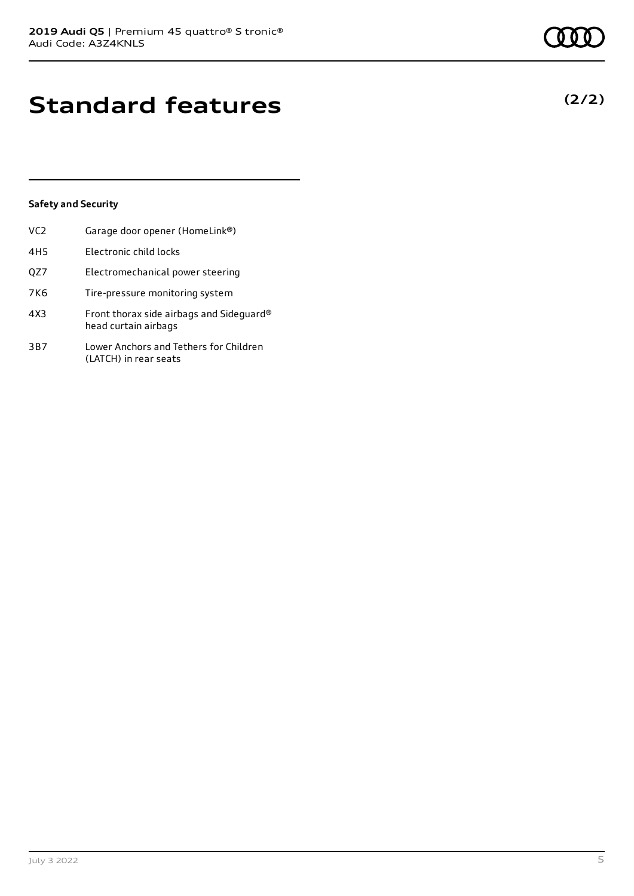# Standard features

**(2/2)**

### Safety and Security

| | |
|---|---|
| VC2 | Garage door opener (HomeLink®) |
| 4H5 | Electronic child locks |
| QZ7 | Electromechanical power steering |
| 7K6 | Tire-pressure monitoring system |
| 4X3 | Front thorax side airbags and Sideguard® head curtain airbags |
| 3B7 | Lower Anchors and Tethers for Children (LATCH) in rear seats |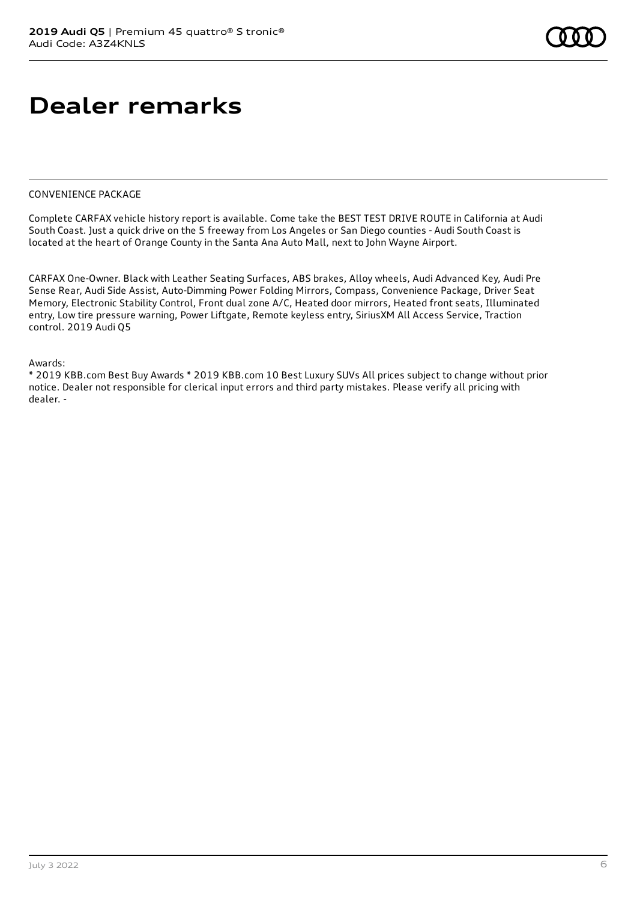# Dealer remarks

CONVENIENCE PACKAGE

Complete CARFAX vehicle history report is available. Come take the BEST TEST DRIVE ROUTE in California at Audi South Coast. Just a quick drive on the 5 freeway from Los Angeles or San Diego counties - Audi South Coast is located at the heart of Orange County in the Santa Ana Auto Mall, next to John Wayne Airport.

CARFAX One-Owner. Black with Leather Seating Surfaces, ABS brakes, Alloy wheels, Audi Advanced Key, Audi Pre Sense Rear, Audi Side Assist, Auto-Dimming Power Folding Mirrors, Compass, Convenience Package, Driver Seat Memory, Electronic Stability Control, Front dual zone A/C, Heated door mirrors, Heated front seats, Illuminated entry, Low tire pressure warning, Power Liftgate, Remote keyless entry, SiriusXM All Access Service, Traction control. 2019 Audi Q5

Awards:
* 2019 KBB.com Best Buy Awards * 2019 KBB.com 10 Best Luxury SUVs All prices subject to change without prior notice. Dealer not responsible for clerical input errors and third party mistakes. Please verify all pricing with dealer. -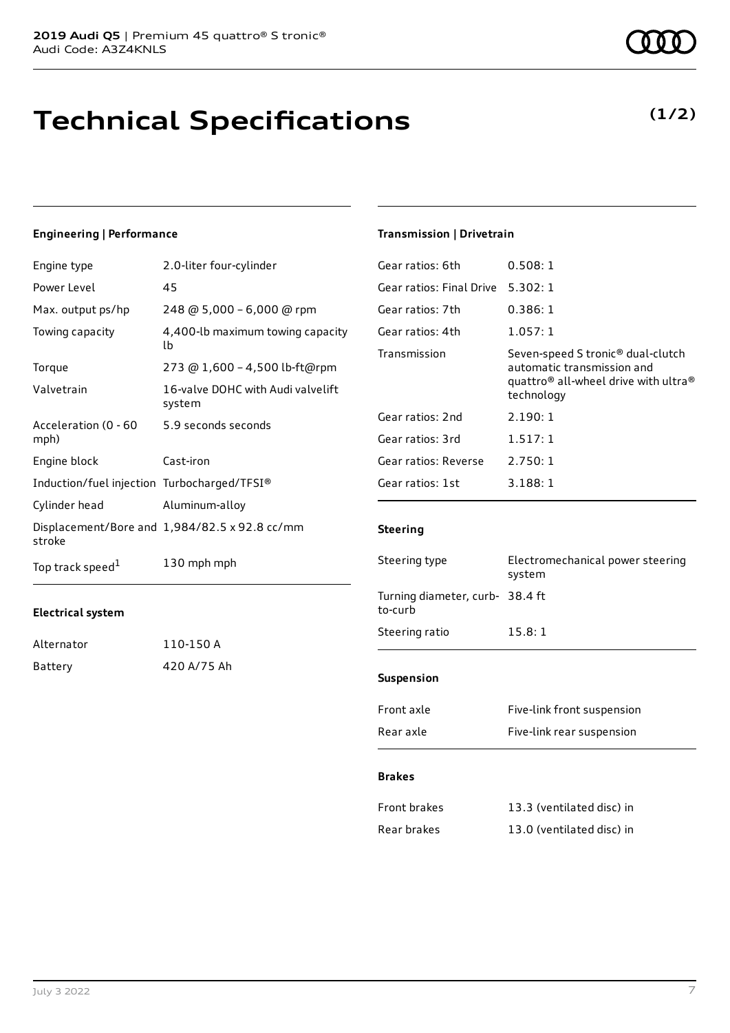# Technical Specifications

**(1/2)**

## Engineering | Performance

| | |
|---|---|
| Engine type | 2.0-liter four-cylinder |
| Power Level | 45 |
| Max. output ps/hp | 248 @ 5,000 – 6,000 @ rpm |
| Towing capacity | 4,400-lb maximum towing capacity lb |
| Torque | 273 @ 1,600 – 4,500 lb-ft@rpm |
| Valvetrain | 16-valve DOHC with Audi valvelift system |
| Acceleration (0 - 60 mph) | 5.9 seconds seconds |
| Engine block | Cast-iron |
| Induction/fuel injection | Turbocharged/TFSI® |
| Cylinder head | Aluminum-alloy |
| Displacement/Bore and stroke | 1,984/82.5 x 92.8 cc/mm |
| Top track speed[1] | 130 mph mph |

## Electrical system

| | |
|---|---|
| Alternator | 110-150 A |
| Battery | 420 A/75 Ah |

## Transmission | Drivetrain

| | |
|---|---|
| Gear ratios: 6th | 0.508: 1 |
| Gear ratios: Final Drive | 5.302: 1 |
| Gear ratios: 7th | 0.386: 1 |
| Gear ratios: 4th | 1.057: 1 |
| Transmission | Seven-speed S tronic® dual-clutch automatic transmission and quattro® all-wheel drive with ultra® technology |
| Gear ratios: 2nd | 2.190: 1 |
| Gear ratios: 3rd | 1.517: 1 |
| Gear ratios: Reverse | 2.750: 1 |
| Gear ratios: 1st | 3.188: 1 |

## Steering

| | |
|---|---|
| Steering type | Electromechanical power steering system |
| Turning diameter, curb-to-curb | 38.4 ft |
| Steering ratio | 15.8: 1 |

## Suspension

| | |
|---|---|
| Front axle | Five-link front suspension |
| Rear axle | Five-link rear suspension |

## Brakes

| | |
|---|---|
| Front brakes | 13.3 (ventilated disc) in |
| Rear brakes | 13.0 (ventilated disc) in |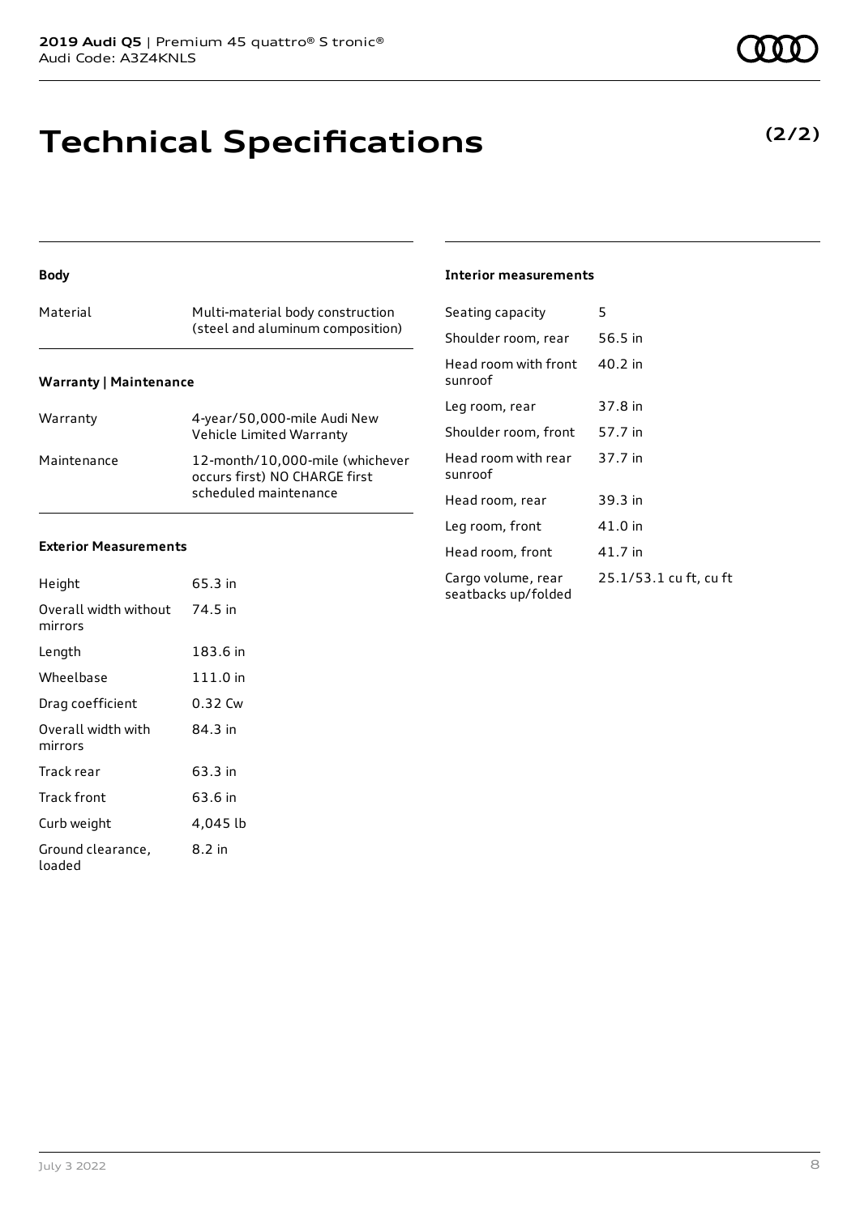# Technical Specifications

**(2/2)**

### Body

| | |
|---|---|
| Material | Multi-material body construction (steel and aluminum composition) |

### Warranty | Maintenance

| | |
|---|---|
| Warranty | 4-year/50,000-mile Audi New Vehicle Limited Warranty |
| Maintenance | 12-month/10,000-mile (whichever occurs first) NO CHARGE first scheduled maintenance |

### Exterior Measurements

| | |
|---|---|
| Height | 65.3 in |
| Overall width without mirrors | 74.5 in |
| Length | 183.6 in |
| Wheelbase | 111.0 in |
| Drag coefficient | 0.32 Cw |
| Overall width with mirrors | 84.3 in |
| Track rear | 63.3 in |
| Track front | 63.6 in |
| Curb weight | 4,045 lb |
| Ground clearance, loaded | 8.2 in |

### Interior measurements

| | |
|---|---|
| Seating capacity | 5 |
| Shoulder room, rear | 56.5 in |
| Head room with front sunroof | 40.2 in |
| Leg room, rear | 37.8 in |
| Shoulder room, front | 57.7 in |
| Head room with rear sunroof | 37.7 in |
| Head room, rear | 39.3 in |
| Leg room, front | 41.0 in |
| Head room, front | 41.7 in |
| Cargo volume, rear seatbacks up/folded | 25.1/53.1 cu ft, cu ft |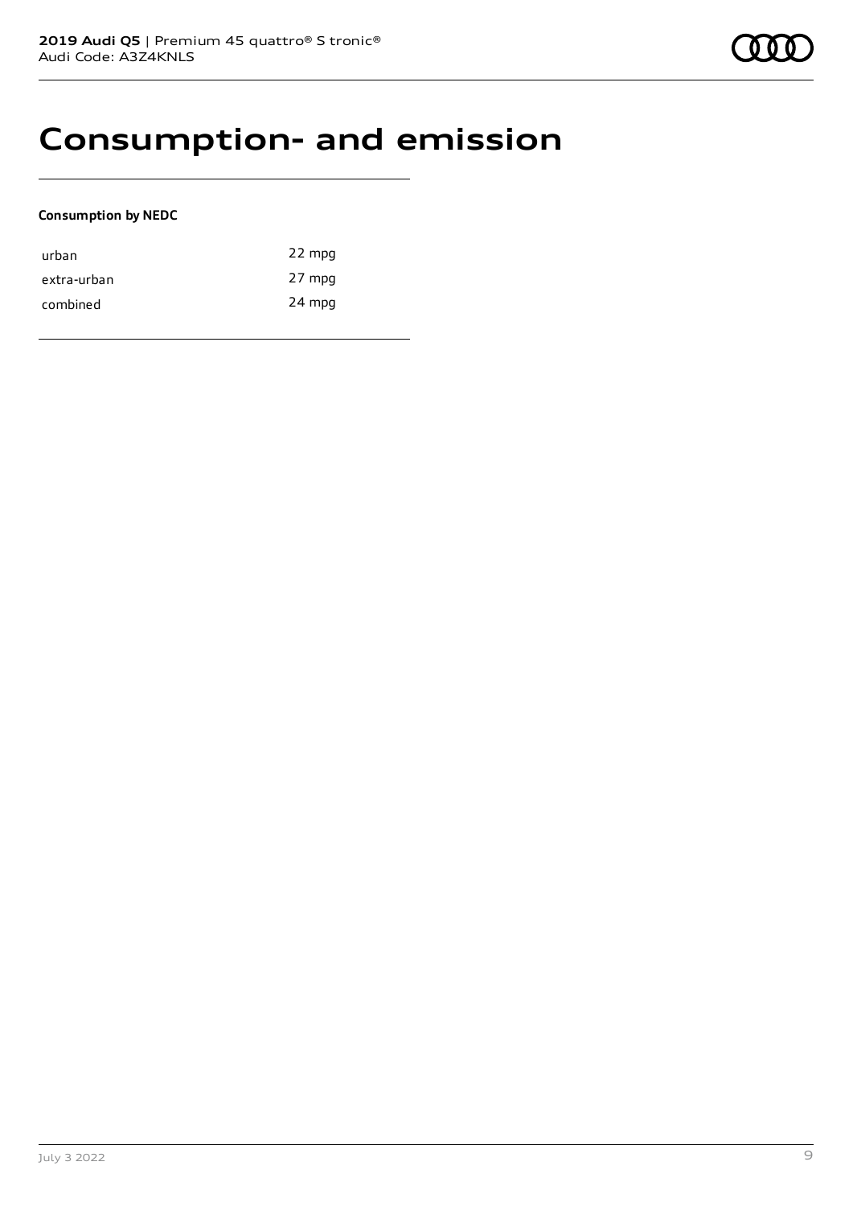# Consumption- and emission

**Consumption by NEDC**

| | |
|---|---|
| urban | 22 mpg |
| extra-urban | 27 mpg |
| combined | 24 mpg |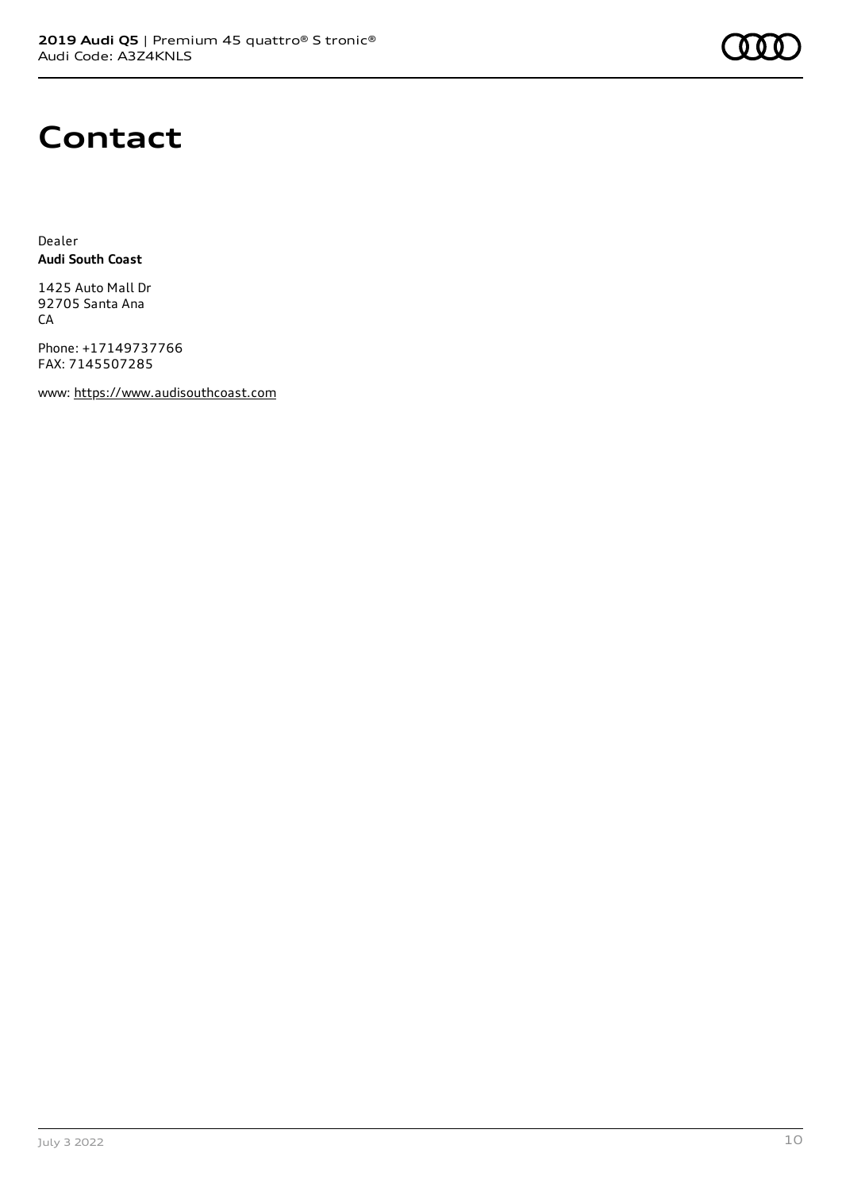# Contact

Dealer
**Audi South Coast**

1425 Auto Mall Dr
92705 Santa Ana
CA

Phone: +17149737766
FAX: 7145507285

www: https://www.audisouthcoast.com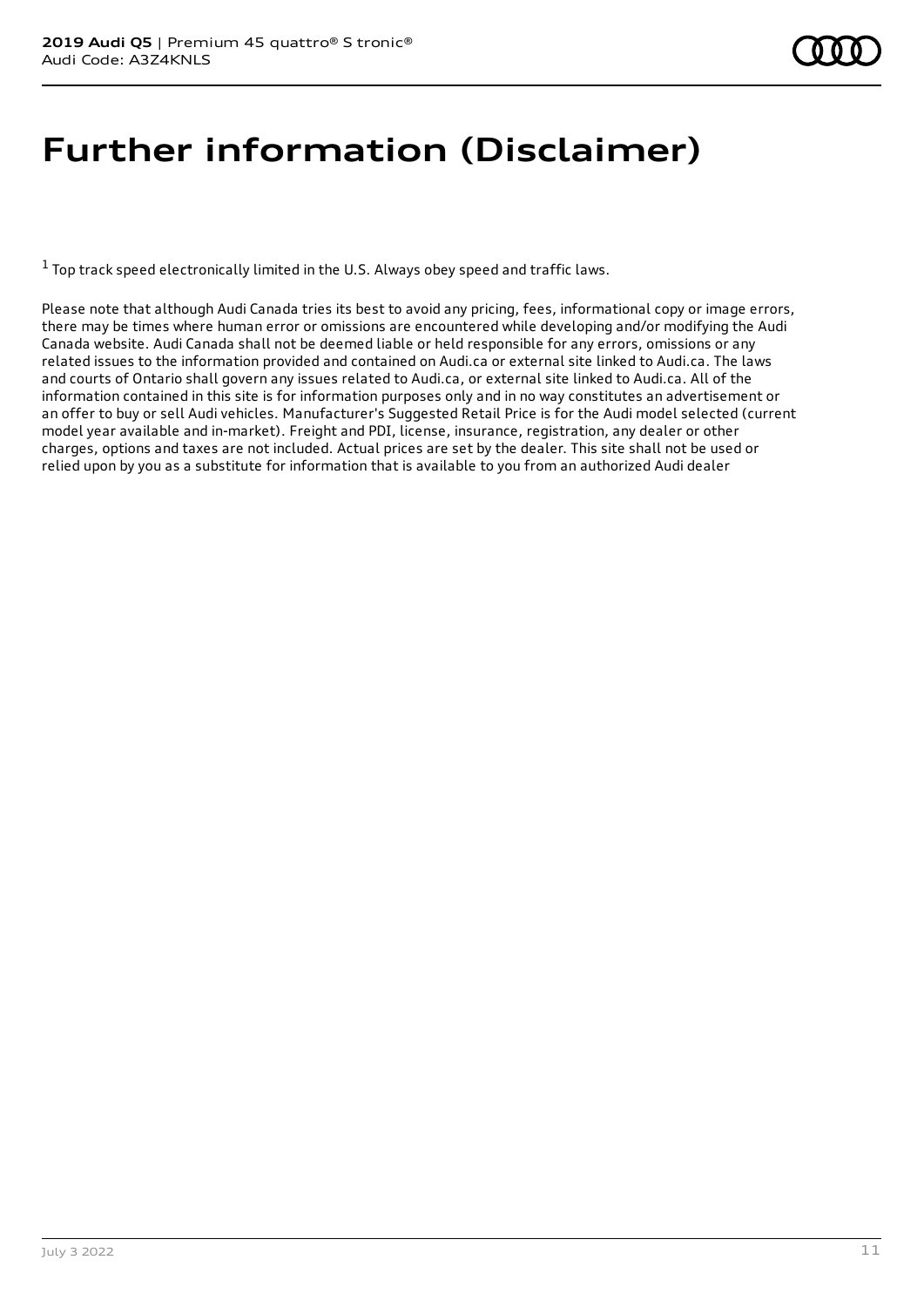# Further information (Disclaimer)

[1] Top track speed electronically limited in the U.S. Always obey speed and traffic laws.

Please note that although Audi Canada tries its best to avoid any pricing, fees, informational copy or image errors, there may be times where human error or omissions are encountered while developing and/or modifying the Audi Canada website. Audi Canada shall not be deemed liable or held responsible for any errors, omissions or any related issues to the information provided and contained on Audi.ca or external site linked to Audi.ca. The laws and courts of Ontario shall govern any issues related to Audi.ca, or external site linked to Audi.ca. All of the information contained in this site is for information purposes only and in no way constitutes an advertisement or an offer to buy or sell Audi vehicles. Manufacturer's Suggested Retail Price is for the Audi model selected (current model year available and in-market). Freight and PDI, license, insurance, registration, any dealer or other charges, options and taxes are not included. Actual prices are set by the dealer. This site shall not be used or relied upon by you as a substitute for information that is available to you from an authorized Audi dealer